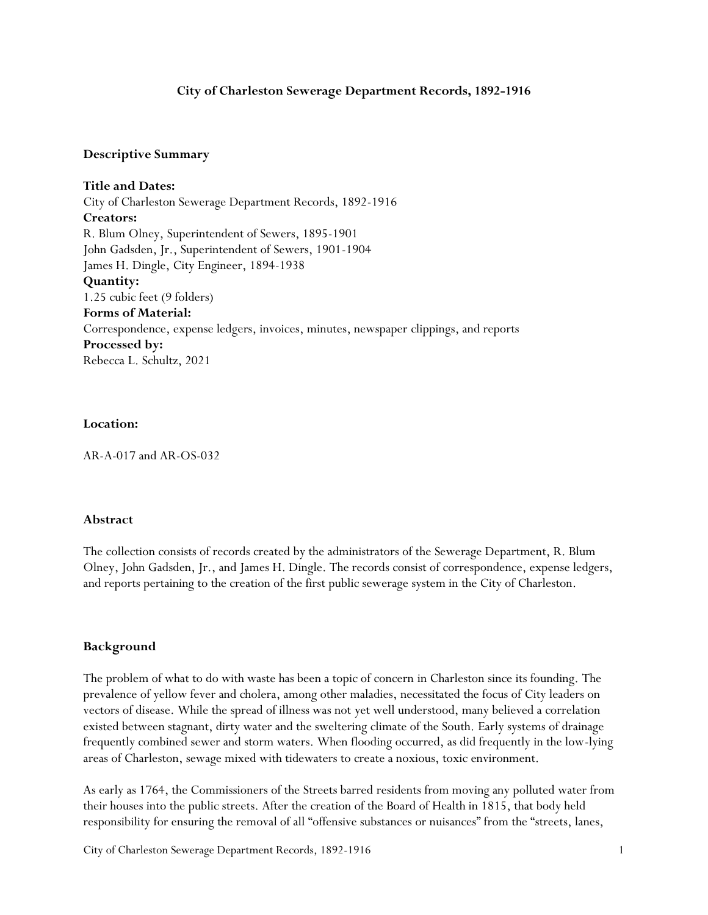# City of Charleston Sewerage Department Records, 1892-1916

## Descriptive Summary

**Title and Dates:**
City of Charleston Sewerage Department Records, 1892-1916
**Creators:**
R. Blum Olney, Superintendent of Sewers, 1895-1901
John Gadsden, Jr., Superintendent of Sewers, 1901-1904
James H. Dingle, City Engineer, 1894-1938
**Quantity:**
1.25 cubic feet (9 folders)
**Forms of Material:**
Correspondence, expense ledgers, invoices, minutes, newspaper clippings, and reports
**Processed by:**
Rebecca L. Schultz, 2021

## Location:

AR-A-017 and AR-OS-032

## Abstract

The collection consists of records created by the administrators of the Sewerage Department, R. Blum Olney, John Gadsden, Jr., and James H. Dingle. The records consist of correspondence, expense ledgers, and reports pertaining to the creation of the first public sewerage system in the City of Charleston.

## Background

The problem of what to do with waste has been a topic of concern in Charleston since its founding. The prevalence of yellow fever and cholera, among other maladies, necessitated the focus of City leaders on vectors of disease. While the spread of illness was not yet well understood, many believed a correlation existed between stagnant, dirty water and the sweltering climate of the South. Early systems of drainage frequently combined sewer and storm waters. When flooding occurred, as did frequently in the low-lying areas of Charleston, sewage mixed with tidewaters to create a noxious, toxic environment.

As early as 1764, the Commissioners of the Streets barred residents from moving any polluted water from their houses into the public streets. After the creation of the Board of Health in 1815, that body held responsibility for ensuring the removal of all "offensive substances or nuisances" from the "streets, lanes,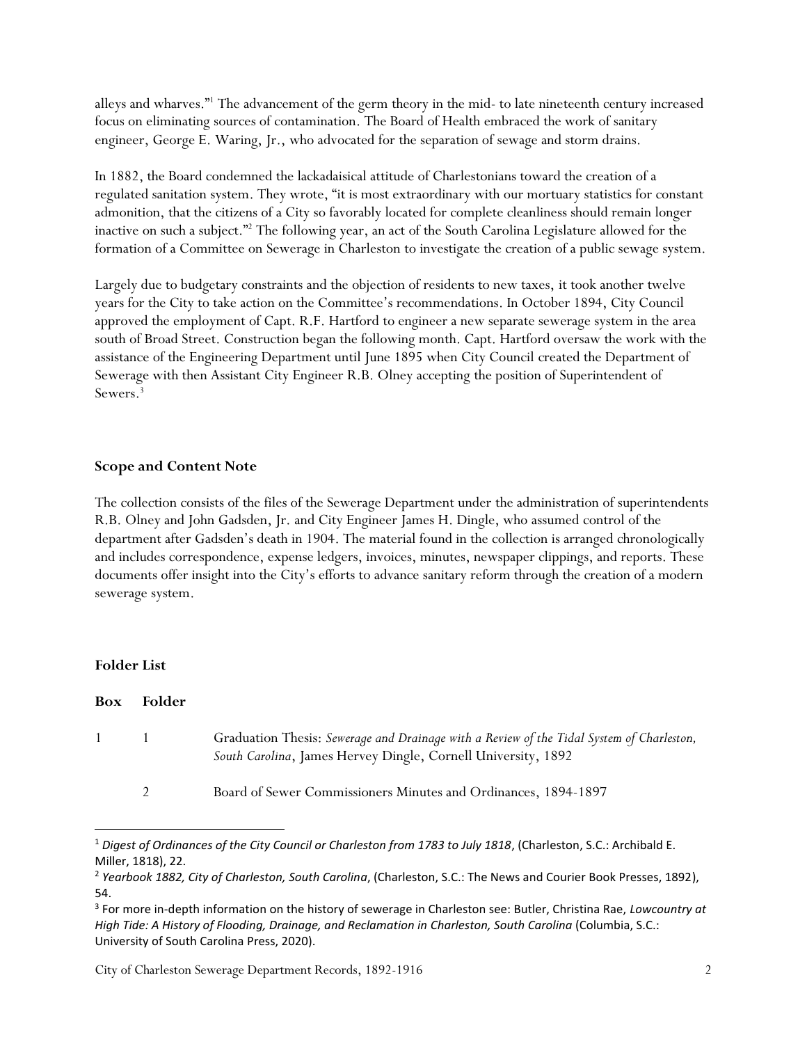alleys and wharves."[1] The advancement of the germ theory in the mid- to late nineteenth century increased focus on eliminating sources of contamination. The Board of Health embraced the work of sanitary engineer, George E. Waring, Jr., who advocated for the separation of sewage and storm drains.

In 1882, the Board condemned the lackadaisical attitude of Charlestonians toward the creation of a regulated sanitation system. They wrote, "it is most extraordinary with our mortuary statistics for constant admonition, that the citizens of a City so favorably located for complete cleanliness should remain longer inactive on such a subject."[2] The following year, an act of the South Carolina Legislature allowed for the formation of a Committee on Sewerage in Charleston to investigate the creation of a public sewage system.

Largely due to budgetary constraints and the objection of residents to new taxes, it took another twelve years for the City to take action on the Committee's recommendations. In October 1894, City Council approved the employment of Capt. R.F. Hartford to engineer a new separate sewerage system in the area south of Broad Street. Construction began the following month. Capt. Hartford oversaw the work with the assistance of the Engineering Department until June 1895 when City Council created the Department of Sewerage with then Assistant City Engineer R.B. Olney accepting the position of Superintendent of Sewers.[3]

## Scope and Content Note

The collection consists of the files of the Sewerage Department under the administration of superintendents R.B. Olney and John Gadsden, Jr. and City Engineer James H. Dingle, who assumed control of the department after Gadsden's death in 1904. The material found in the collection is arranged chronologically and includes correspondence, expense ledgers, invoices, minutes, newspaper clippings, and reports. These documents offer insight into the City's efforts to advance sanitary reform through the creation of a modern sewerage system.

## Folder List

| Box | Folder | |
|---|---|---|
| 1 | 1 | Graduation Thesis: *Sewerage and Drainage with a Review of the Tidal System of Charleston, South Carolina*, James Hervey Dingle, Cornell University, 1892 |
| | 2 | Board of Sewer Commissioners Minutes and Ordinances, 1894-1897 |

---

[1] *Digest of Ordinances of the City Council or Charleston from 1783 to July 1818*, (Charleston, S.C.: Archibald E. Miller, 1818), 22.

[2] *Yearbook 1882, City of Charleston, South Carolina*, (Charleston, S.C.: The News and Courier Book Presses, 1892), 54.

[3] For more in-depth information on the history of sewerage in Charleston see: Butler, Christina Rae, *Lowcountry at High Tide: A History of Flooding, Drainage, and Reclamation in Charleston, South Carolina* (Columbia, S.C.: University of South Carolina Press, 2020).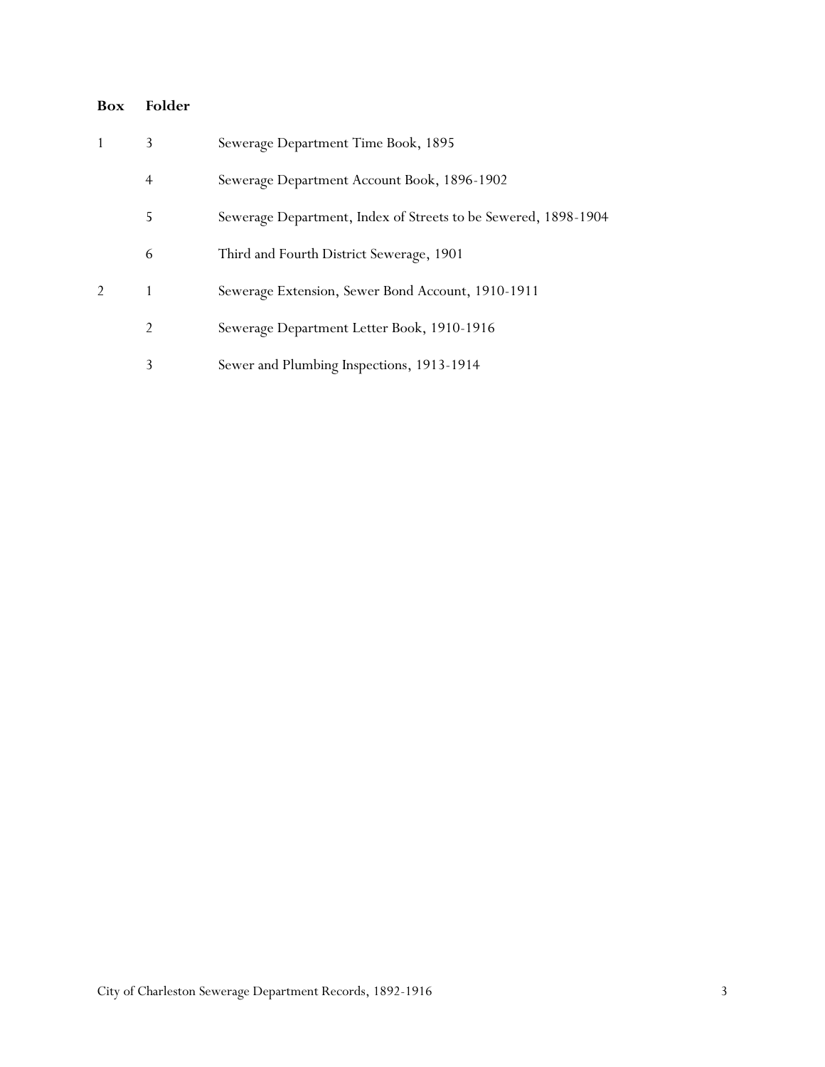| Box | Folder | |
|---|---|---|
| 1 | 3 | Sewerage Department Time Book, 1895 |
| | 4 | Sewerage Department Account Book, 1896-1902 |
| | 5 | Sewerage Department, Index of Streets to be Sewered, 1898-1904 |
| | 6 | Third and Fourth District Sewerage, 1901 |
| 2 | 1 | Sewerage Extension, Sewer Bond Account, 1910-1911 |
| | 2 | Sewerage Department Letter Book, 1910-1916 |
| | 3 | Sewer and Plumbing Inspections, 1913-1914 |